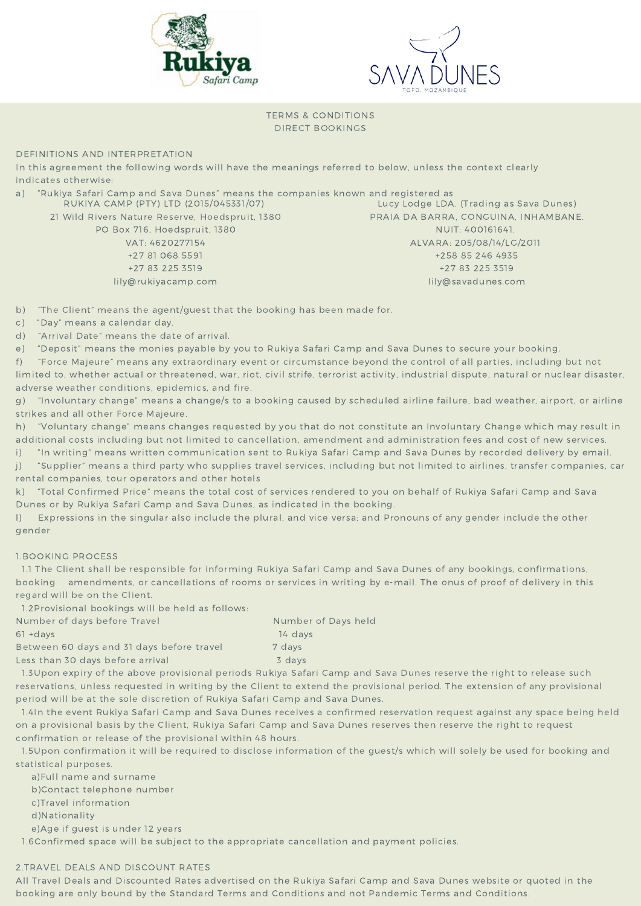TERMS & CONDITIONS
DIRECT BOOKINGS

## DEFINITIONS AND INTERPRETATION

In this agreement the following words will have the meanings referred to below, unless the context clearly indicates otherwise:

a) "Rukiya Safari Camp and Sava Dunes" means the companies known and registered as

RUKIYA CAMP (PTY) LTD (2015/045331/07)
21 Wild Rivers Nature Reserve, Hoedspruit, 1380
PO Box 716, Hoedspruit, 1380
VAT: 4620277154
+27 81 068 5591
+27 83 225 3519
lily@rukiyacamp.com

Lucy Lodge LDA. (Trading as Sava Dunes)
PRAIA DA BARRA, CONGUINA, INHAMBANE.
NUIT: 400161641.
ALVARA: 205/08/14/LG/2011
+258 85 246 4935
+27 83 225 3519
lily@savadunes.com

b) "The Client" means the agent/guest that the booking has been made for.
c) "Day" means a calendar day.
d) "Arrival Date" means the date of arrival.
e) "Deposit" means the monies payable by you to Rukiya Safari Camp and Sava Dunes to secure your booking.
f) "Force Majeure" means any extraordinary event or circumstance beyond the control of all parties, including but not limited to, whether actual or threatened, war, riot, civil strife, terrorist activity, industrial dispute, natural or nuclear disaster, adverse weather conditions, epidemics, and fire.
g) "Involuntary change" means a change/s to a booking caused by scheduled airline failure, bad weather, airport, or airline strikes and all other Force Majeure.
h) "Voluntary change" means changes requested by you that do not constitute an Involuntary Change which may result in additional costs including but not limited to cancellation, amendment and administration fees and cost of new services.
i) "In writing" means written communication sent to Rukiya Safari Camp and Sava Dunes by recorded delivery by email.
j) "Supplier" means a third party who supplies travel services, including but not limited to airlines, transfer companies, car rental companies, tour operators and other hotels
k) "Total Confirmed Price" means the total cost of services rendered to you on behalf of Rukiya Safari Camp and Sava Dunes or by Rukiya Safari Camp and Sava Dunes, as indicated in the booking.
l) Expressions in the singular also include the plural, and vice versa; and Pronouns of any gender include the other gender

## 1.BOOKING PROCESS

1.1 The Client shall be responsible for informing Rukiya Safari Camp and Sava Dunes of any bookings, confirmations, booking amendments, or cancellations of rooms or services in writing by e-mail. The onus of proof of delivery in this regard will be on the Client.

1.2Provisional bookings will be held as follows:

| Number of days before Travel | Number of Days held |
| --- | --- |
| 61 +days | 14 days |
| Between 60 days and 31 days before travel | 7 days |
| Less than 30 days before arrival | 3 days |

1.3Upon expiry of the above provisional periods Rukiya Safari Camp and Sava Dunes reserve the right to release such reservations, unless requested in writing by the Client to extend the provisional period. The extension of any provisional period will be at the sole discretion of Rukiya Safari Camp and Sava Dunes.

1.4In the event Rukiya Safari Camp and Sava Dunes receives a confirmed reservation request against any space being held on a provisional basis by the Client, Rukiya Safari Camp and Sava Dunes reserves then reserve the right to request confirmation or release of the provisional within 48 hours.

1.5Upon confirmation it will be required to disclose information of the guest/s which will solely be used for booking and statistical purposes.

a)Full name and surname
b)Contact telephone number
c)Travel information
d)Nationality
e)Age if guest is under 12 years

1.6Confirmed space will be subject to the appropriate cancellation and payment policies.

## 2.TRAVEL DEALS AND DISCOUNT RATES

All Travel Deals and Discounted Rates advertised on the Rukiya Safari Camp and Sava Dunes website or quoted in the booking are only bound by the Standard Terms and Conditions and not Pandemic Terms and Conditions.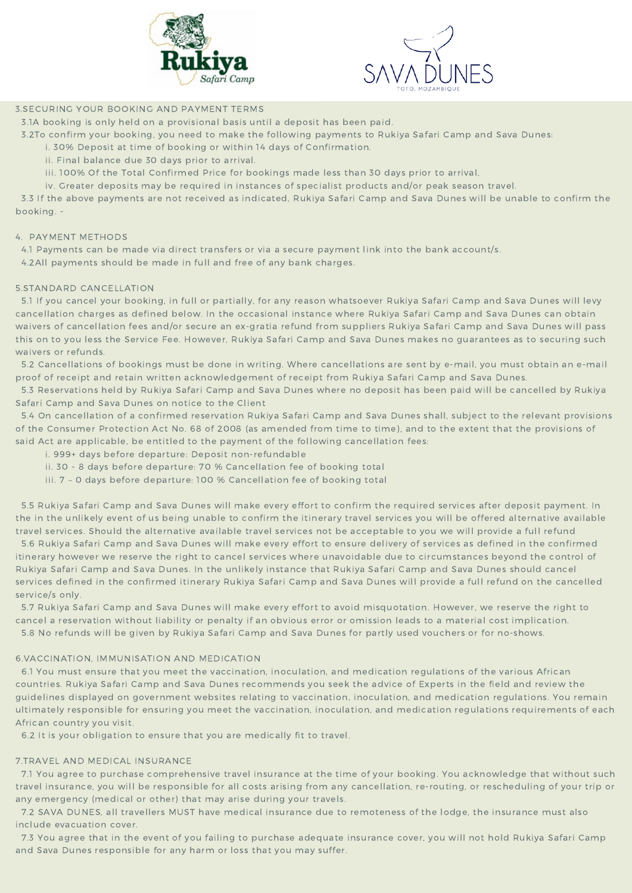3.SECURING YOUR BOOKING AND PAYMENT TERMS

3.1A booking is only held on a provisional basis until a deposit has been paid.

3.2To confirm your booking, you need to make the following payments to Rukiya Safari Camp and Sava Dunes:

i. 30% Deposit at time of booking or within 14 days of Confirmation.

ii. Final balance due 30 days prior to arrival.

iii. 100% Of the Total Confirmed Price for bookings made less than 30 days prior to arrival,

iv. Greater deposits may be required in instances of specialist products and/or peak season travel.

3.3 If the above payments are not received as indicated, Rukiya Safari Camp and Sava Dunes will be unable to confirm the booking. -

4. PAYMENT METHODS

4.1 Payments can be made via direct transfers or via a secure payment link into the bank account/s.

4.2All payments should be made in full and free of any bank charges.

5.STANDARD CANCELLATION

5.1 If you cancel your booking, in full or partially, for any reason whatsoever Rukiya Safari Camp and Sava Dunes will levy cancellation charges as defined below. In the occasional instance where Rukiya Safari Camp and Sava Dunes can obtain waivers of cancellation fees and/or secure an ex-gratia refund from suppliers Rukiya Safari Camp and Sava Dunes will pass this on to you less the Service Fee. However, Rukiya Safari Camp and Sava Dunes makes no guarantees as to securing such waivers or refunds.

5.2 Cancellations of bookings must be done in writing. Where cancellations are sent by e-mail, you must obtain an e-mail proof of receipt and retain written acknowledgement of receipt from Rukiya Safari Camp and Sava Dunes.

5.3 Reservations held by Rukiya Safari Camp and Sava Dunes where no deposit has been paid will be cancelled by Rukiya Safari Camp and Sava Dunes on notice to the Client

5.4 On cancellation of a confirmed reservation Rukiya Safari Camp and Sava Dunes shall, subject to the relevant provisions of the Consumer Protection Act No. 68 of 2008 (as amended from time to time), and to the extent that the provisions of said Act are applicable, be entitled to the payment of the following cancellation fees:

i. 999+ days before departure: Deposit non-refundable

ii. 30 - 8 days before departure: 70 % Cancellation fee of booking total

iii. 7 – 0 days before departure: 100 % Cancellation fee of booking total

5.5 Rukiya Safari Camp and Sava Dunes will make every effort to confirm the required services after deposit payment. In the in the unlikely event of us being unable to confirm the itinerary travel services you will be offered alternative available travel services. Should the alternative available travel services not be acceptable to you we will provide a full refund

5.6 Rukiya Safari Camp and Sava Dunes will make every effort to ensure delivery of services as defined in the confirmed itinerary however we reserve the right to cancel services where unavoidable due to circumstances beyond the control of Rukiya Safari Camp and Sava Dunes. In the unlikely instance that Rukiya Safari Camp and Sava Dunes should cancel services defined in the confirmed itinerary Rukiya Safari Camp and Sava Dunes will provide a full refund on the cancelled service/s only.

5.7 Rukiya Safari Camp and Sava Dunes will make every effort to avoid misquotation. However, we reserve the right to cancel a reservation without liability or penalty if an obvious error or omission leads to a material cost implication.

5.8 No refunds will be given by Rukiya Safari Camp and Sava Dunes for partly used vouchers or for no-shows.

6.VACCINATION, IMMUNISATION AND MEDICATION

6.1 You must ensure that you meet the vaccination, inoculation, and medication regulations of the various African countries. Rukiya Safari Camp and Sava Dunes recommends you seek the advice of Experts in the field and review the guidelines displayed on government websites relating to vaccination, inoculation, and medication regulations. You remain ultimately responsible for ensuring you meet the vaccination, inoculation, and medication regulations requirements of each African country you visit.

6.2 It is your obligation to ensure that you are medically fit to travel.

7.TRAVEL AND MEDICAL INSURANCE

7.1 You agree to purchase comprehensive travel insurance at the time of your booking. You acknowledge that without such travel insurance, you will be responsible for all costs arising from any cancellation, re-routing, or rescheduling of your trip or any emergency (medical or other) that may arise during your travels.

7.2 SAVA DUNES, all travellers MUST have medical insurance due to remoteness of the lodge, the insurance must also include evacuation cover.

7.3 You agree that in the event of you failing to purchase adequate insurance cover, you will not hold Rukiya Safari Camp and Sava Dunes responsible for any harm or loss that you may suffer.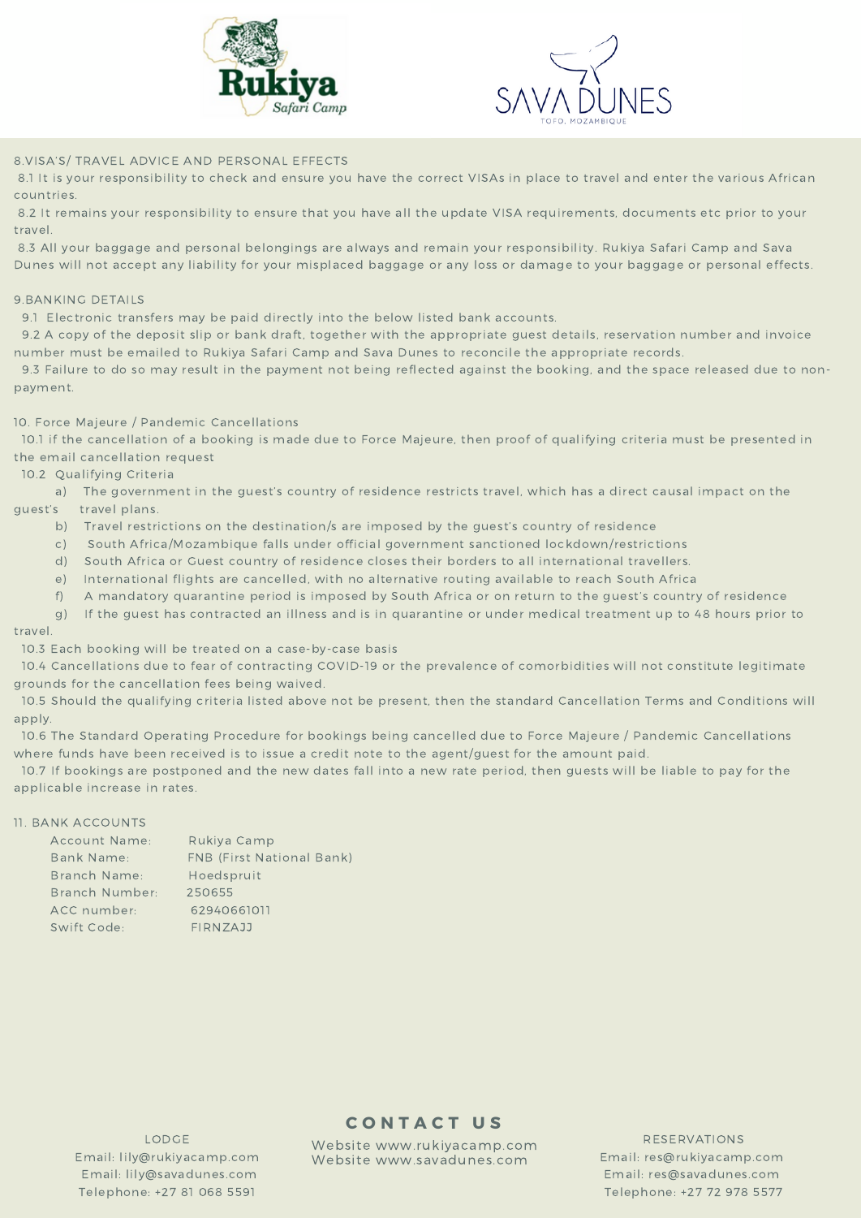## 8.VISA'S/ TRAVEL ADVICE AND PERSONAL EFFECTS

8.1 It is your responsibility to check and ensure you have the correct VISAs in place to travel and enter the various African countries.

8.2 It remains your responsibility to ensure that you have all the update VISA requirements, documents etc prior to your travel.

8.3 All your baggage and personal belongings are always and remain your responsibility. Rukiya Safari Camp and Sava Dunes will not accept any liability for your misplaced baggage or any loss or damage to your baggage or personal effects.

## 9.BANKING DETAILS

9.1 Electronic transfers may be paid directly into the below listed bank accounts.

9.2 A copy of the deposit slip or bank draft, together with the appropriate guest details, reservation number and invoice number must be emailed to Rukiya Safari Camp and Sava Dunes to reconcile the appropriate records.

9.3 Failure to do so may result in the payment not being reflected against the booking, and the space released due to non-payment.

## 10. Force Majeure / Pandemic Cancellations

10.1 if the cancellation of a booking is made due to Force Majeure, then proof of qualifying criteria must be presented in the email cancellation request

10.2 Qualifying Criteria

a) The government in the guest's country of residence restricts travel, which has a direct causal impact on the guest's travel plans.

b) Travel restrictions on the destination/s are imposed by the guest's country of residence

c) South Africa/Mozambique falls under official government sanctioned lockdown/restrictions

d) South Africa or Guest country of residence closes their borders to all international travellers.

e) International flights are cancelled, with no alternative routing available to reach South Africa

f) A mandatory quarantine period is imposed by South Africa or on return to the guest's country of residence

g) If the guest has contracted an illness and is in quarantine or under medical treatment up to 48 hours prior to travel.

10.3 Each booking will be treated on a case-by-case basis

10.4 Cancellations due to fear of contracting COVID-19 or the prevalence of comorbidities will not constitute legitimate grounds for the cancellation fees being waived.

10.5 Should the qualifying criteria listed above not be present, then the standard Cancellation Terms and Conditions will apply.

10.6 The Standard Operating Procedure for bookings being cancelled due to Force Majeure / Pandemic Cancellations where funds have been received is to issue a credit note to the agent/guest for the amount paid.

10.7 If bookings are postponed and the new dates fall into a new rate period, then guests will be liable to pay for the applicable increase in rates.

## 11. BANK ACCOUNTS

| | |
|---|---|
| Account Name: | Rukiya Camp |
| Bank Name: | FNB (First National Bank) |
| Branch Name: | Hoedspruit |
| Branch Number: | 250655 |
| ACC number: | 62940661011 |
| Swift Code: | FIRNZAJJ |

## CONTACT US

LODGE
Email: lily@rukiyacamp.com
Email: lily@savadunes.com
Telephone: +27 81 068 5591

Website www.rukiyacamp.com
Website www.savadunes.com

RESERVATIONS
Email: res@rukiyacamp.com
Email: res@savadunes.com
Telephone: +27 72 978 5577